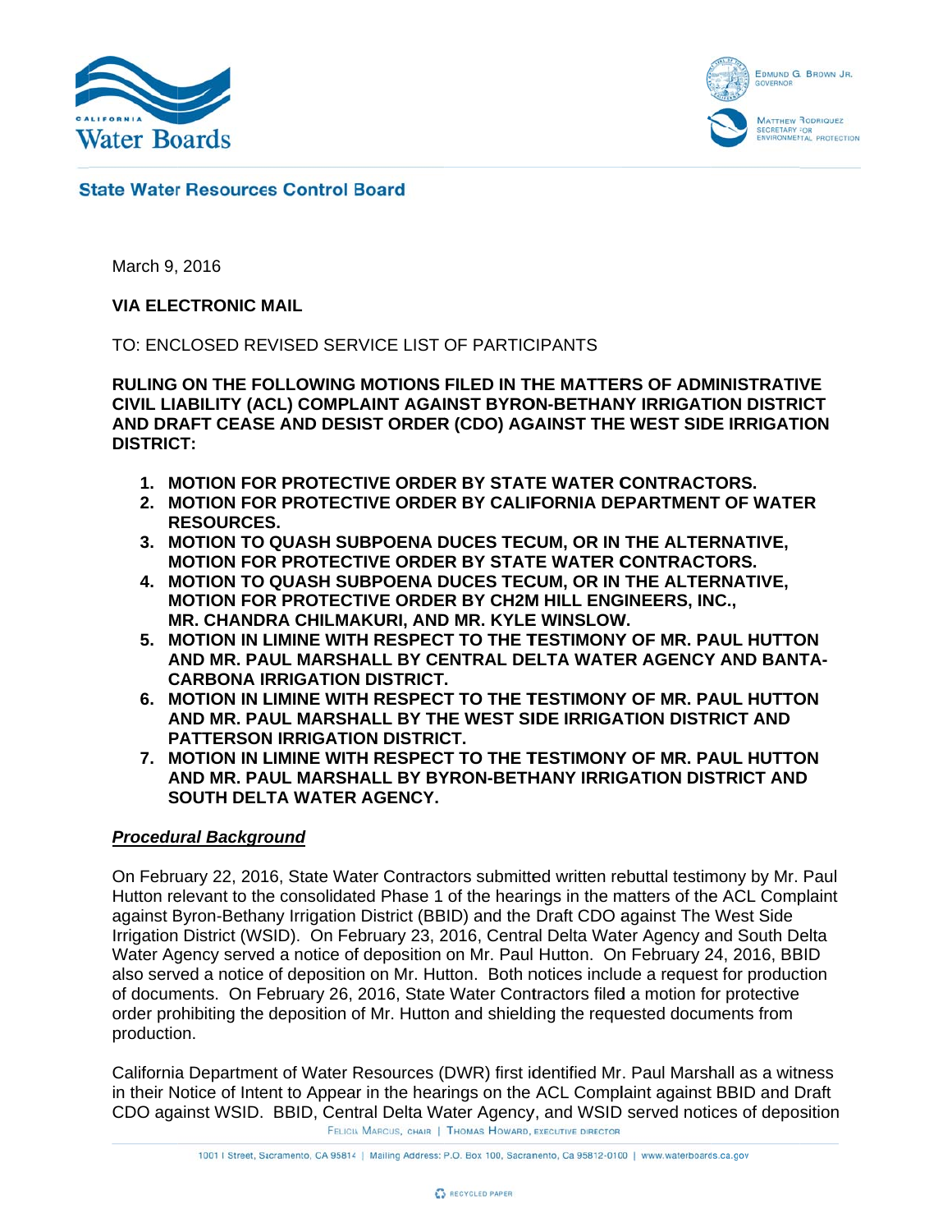**State Water Resources Control Board**

March 9, 2016

**VIA ELECTRONIC MAIL**

TO: ENCLOSED REVISED SERVICE LIST OF PARTICIPANTS

**RULING ON THE FOLLOWING MOTIONS FILED IN THE MATTERS OF ADMINISTRATIVE CIVIL LIABILITY (ACL) COMPLAINT AGAINST BYRON-BETHANY IRRIGATION DISTRICT AND DRAFT CEASE AND DESIST ORDER (CDO) AGAINST THE WEST SIDE IRRIGATION DISTRICT:**

1. **MOTION FOR PROTECTIVE ORDER BY STATE WATER CONTRACTORS.**
2. **MOTION FOR PROTECTIVE ORDER BY CALIFORNIA DEPARTMENT OF WATER RESOURCES.**
3. **MOTION TO QUASH SUBPOENA DUCES TECUM, OR IN THE ALTERNATIVE, MOTION FOR PROTECTIVE ORDER BY STATE WATER CONTRACTORS.**
4. **MOTION TO QUASH SUBPOENA DUCES TECUM, OR IN THE ALTERNATIVE, MOTION FOR PROTECTIVE ORDER BY CH2M HILL ENGINEERS, INC., MR. CHANDRA CHILMAKURI, AND MR. KYLE WINSLOW.**
5. **MOTION IN LIMINE WITH RESPECT TO THE TESTIMONY OF MR. PAUL HUTTON AND MR. PAUL MARSHALL BY CENTRAL DELTA WATER AGENCY AND BANTA-CARBONA IRRIGATION DISTRICT.**
6. **MOTION IN LIMINE WITH RESPECT TO THE TESTIMONY OF MR. PAUL HUTTON AND MR. PAUL MARSHALL BY THE WEST SIDE IRRIGATION DISTRICT AND PATTERSON IRRIGATION DISTRICT.**
7. **MOTION IN LIMINE WITH RESPECT TO THE TESTIMONY OF MR. PAUL HUTTON AND MR. PAUL MARSHALL BY BYRON-BETHANY IRRIGATION DISTRICT AND SOUTH DELTA WATER AGENCY.**

***Procedural Background***

On February 22, 2016, State Water Contractors submitted written rebuttal testimony by Mr. Paul Hutton relevant to the consolidated Phase 1 of the hearings in the matters of the ACL Complaint against Byron-Bethany Irrigation District (BBID) and the Draft CDO against The West Side Irrigation District (WSID). On February 23, 2016, Central Delta Water Agency and South Delta Water Agency served a notice of deposition on Mr. Paul Hutton. On February 24, 2016, BBID also served a notice of deposition on Mr. Hutton. Both notices include a request for production of documents. On February 26, 2016, State Water Contractors filed a motion for protective order prohibiting the deposition of Mr. Hutton and shielding the requested documents from production.

California Department of Water Resources (DWR) first identified Mr. Paul Marshall as a witness in their Notice of Intent to Appear in the hearings on the ACL Complaint against BBID and Draft CDO against WSID. BBID, Central Delta Water Agency, and WSID served notices of deposition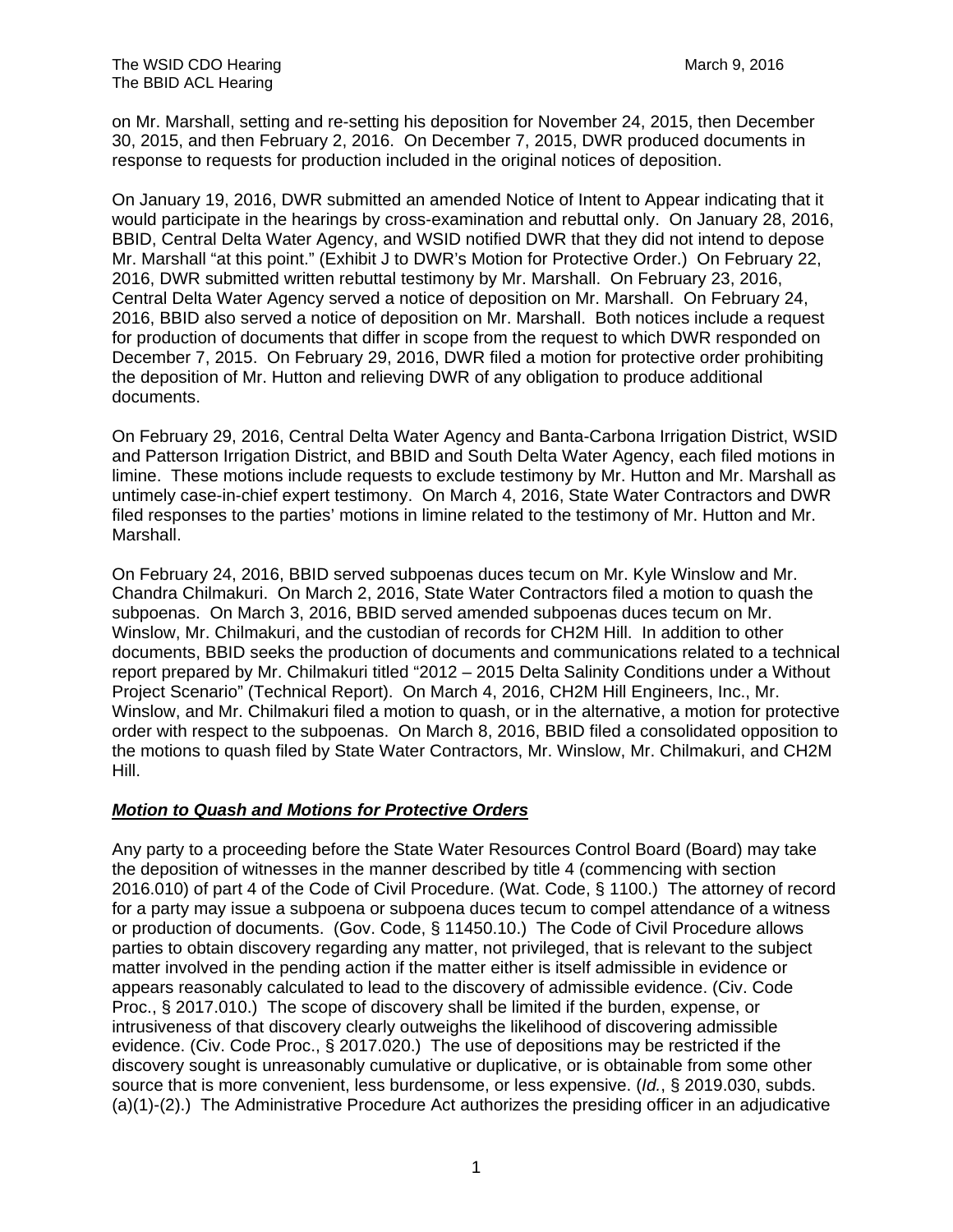on Mr. Marshall, setting and re-setting his deposition for November 24, 2015, then December 30, 2015, and then February 2, 2016. On December 7, 2015, DWR produced documents in response to requests for production included in the original notices of deposition.

On January 19, 2016, DWR submitted an amended Notice of Intent to Appear indicating that it would participate in the hearings by cross-examination and rebuttal only. On January 28, 2016, BBID, Central Delta Water Agency, and WSID notified DWR that they did not intend to depose Mr. Marshall "at this point." (Exhibit J to DWR's Motion for Protective Order.) On February 22, 2016, DWR submitted written rebuttal testimony by Mr. Marshall. On February 23, 2016, Central Delta Water Agency served a notice of deposition on Mr. Marshall. On February 24, 2016, BBID also served a notice of deposition on Mr. Marshall. Both notices include a request for production of documents that differ in scope from the request to which DWR responded on December 7, 2015. On February 29, 2016, DWR filed a motion for protective order prohibiting the deposition of Mr. Hutton and relieving DWR of any obligation to produce additional documents.

On February 29, 2016, Central Delta Water Agency and Banta-Carbona Irrigation District, WSID and Patterson Irrigation District, and BBID and South Delta Water Agency, each filed motions in limine. These motions include requests to exclude testimony by Mr. Hutton and Mr. Marshall as untimely case-in-chief expert testimony. On March 4, 2016, State Water Contractors and DWR filed responses to the parties' motions in limine related to the testimony of Mr. Hutton and Mr. Marshall.

On February 24, 2016, BBID served subpoenas duces tecum on Mr. Kyle Winslow and Mr. Chandra Chilmakuri. On March 2, 2016, State Water Contractors filed a motion to quash the subpoenas. On March 3, 2016, BBID served amended subpoenas duces tecum on Mr. Winslow, Mr. Chilmakuri, and the custodian of records for CH2M Hill. In addition to other documents, BBID seeks the production of documents and communications related to a technical report prepared by Mr. Chilmakuri titled "2012 – 2015 Delta Salinity Conditions under a Without Project Scenario" (Technical Report). On March 4, 2016, CH2M Hill Engineers, Inc., Mr. Winslow, and Mr. Chilmakuri filed a motion to quash, or in the alternative, a motion for protective order with respect to the subpoenas. On March 8, 2016, BBID filed a consolidated opposition to the motions to quash filed by State Water Contractors, Mr. Winslow, Mr. Chilmakuri, and CH2M Hill.

## ***Motion to Quash and Motions for Protective Orders***

Any party to a proceeding before the State Water Resources Control Board (Board) may take the deposition of witnesses in the manner described by title 4 (commencing with section 2016.010) of part 4 of the Code of Civil Procedure. (Wat. Code, § 1100.) The attorney of record for a party may issue a subpoena or subpoena duces tecum to compel attendance of a witness or production of documents. (Gov. Code, § 11450.10.) The Code of Civil Procedure allows parties to obtain discovery regarding any matter, not privileged, that is relevant to the subject matter involved in the pending action if the matter either is itself admissible in evidence or appears reasonably calculated to lead to the discovery of admissible evidence. (Civ. Code Proc., § 2017.010.) The scope of discovery shall be limited if the burden, expense, or intrusiveness of that discovery clearly outweighs the likelihood of discovering admissible evidence. (Civ. Code Proc., § 2017.020.) The use of depositions may be restricted if the discovery sought is unreasonably cumulative or duplicative, or is obtainable from some other source that is more convenient, less burdensome, or less expensive. (*Id.*, § 2019.030, subds. (a)(1)-(2).) The Administrative Procedure Act authorizes the presiding officer in an adjudicative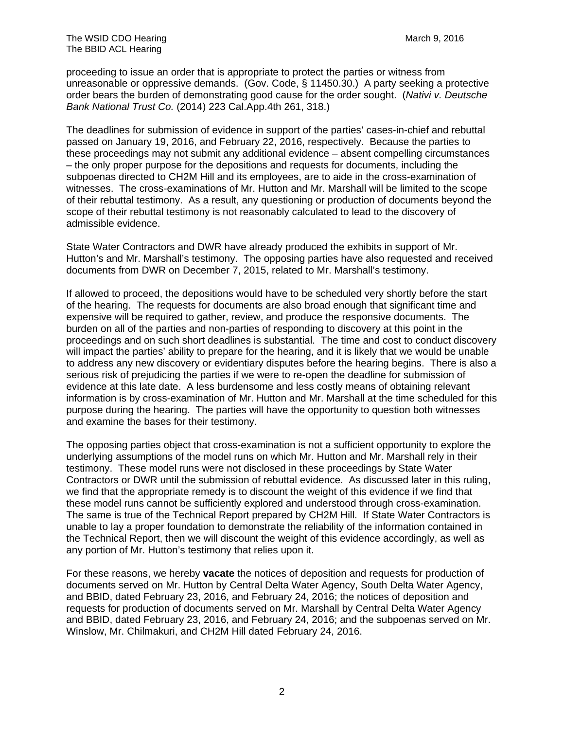proceeding to issue an order that is appropriate to protect the parties or witness from unreasonable or oppressive demands. (Gov. Code, § 11450.30.) A party seeking a protective order bears the burden of demonstrating good cause for the order sought. (*Nativi v. Deutsche Bank National Trust Co.* (2014) 223 Cal.App.4th 261, 318.)

The deadlines for submission of evidence in support of the parties' cases-in-chief and rebuttal passed on January 19, 2016, and February 22, 2016, respectively. Because the parties to these proceedings may not submit any additional evidence – absent compelling circumstances – the only proper purpose for the depositions and requests for documents, including the subpoenas directed to CH2M Hill and its employees, are to aide in the cross-examination of witnesses. The cross-examinations of Mr. Hutton and Mr. Marshall will be limited to the scope of their rebuttal testimony. As a result, any questioning or production of documents beyond the scope of their rebuttal testimony is not reasonably calculated to lead to the discovery of admissible evidence.

State Water Contractors and DWR have already produced the exhibits in support of Mr. Hutton's and Mr. Marshall's testimony. The opposing parties have also requested and received documents from DWR on December 7, 2015, related to Mr. Marshall's testimony.

If allowed to proceed, the depositions would have to be scheduled very shortly before the start of the hearing. The requests for documents are also broad enough that significant time and expensive will be required to gather, review, and produce the responsive documents. The burden on all of the parties and non-parties of responding to discovery at this point in the proceedings and on such short deadlines is substantial. The time and cost to conduct discovery will impact the parties' ability to prepare for the hearing, and it is likely that we would be unable to address any new discovery or evidentiary disputes before the hearing begins. There is also a serious risk of prejudicing the parties if we were to re-open the deadline for submission of evidence at this late date. A less burdensome and less costly means of obtaining relevant information is by cross-examination of Mr. Hutton and Mr. Marshall at the time scheduled for this purpose during the hearing. The parties will have the opportunity to question both witnesses and examine the bases for their testimony.

The opposing parties object that cross-examination is not a sufficient opportunity to explore the underlying assumptions of the model runs on which Mr. Hutton and Mr. Marshall rely in their testimony. These model runs were not disclosed in these proceedings by State Water Contractors or DWR until the submission of rebuttal evidence. As discussed later in this ruling, we find that the appropriate remedy is to discount the weight of this evidence if we find that these model runs cannot be sufficiently explored and understood through cross-examination. The same is true of the Technical Report prepared by CH2M Hill. If State Water Contractors is unable to lay a proper foundation to demonstrate the reliability of the information contained in the Technical Report, then we will discount the weight of this evidence accordingly, as well as any portion of Mr. Hutton's testimony that relies upon it.

For these reasons, we hereby **vacate** the notices of deposition and requests for production of documents served on Mr. Hutton by Central Delta Water Agency, South Delta Water Agency, and BBID, dated February 23, 2016, and February 24, 2016; the notices of deposition and requests for production of documents served on Mr. Marshall by Central Delta Water Agency and BBID, dated February 23, 2016, and February 24, 2016; and the subpoenas served on Mr. Winslow, Mr. Chilmakuri, and CH2M Hill dated February 24, 2016.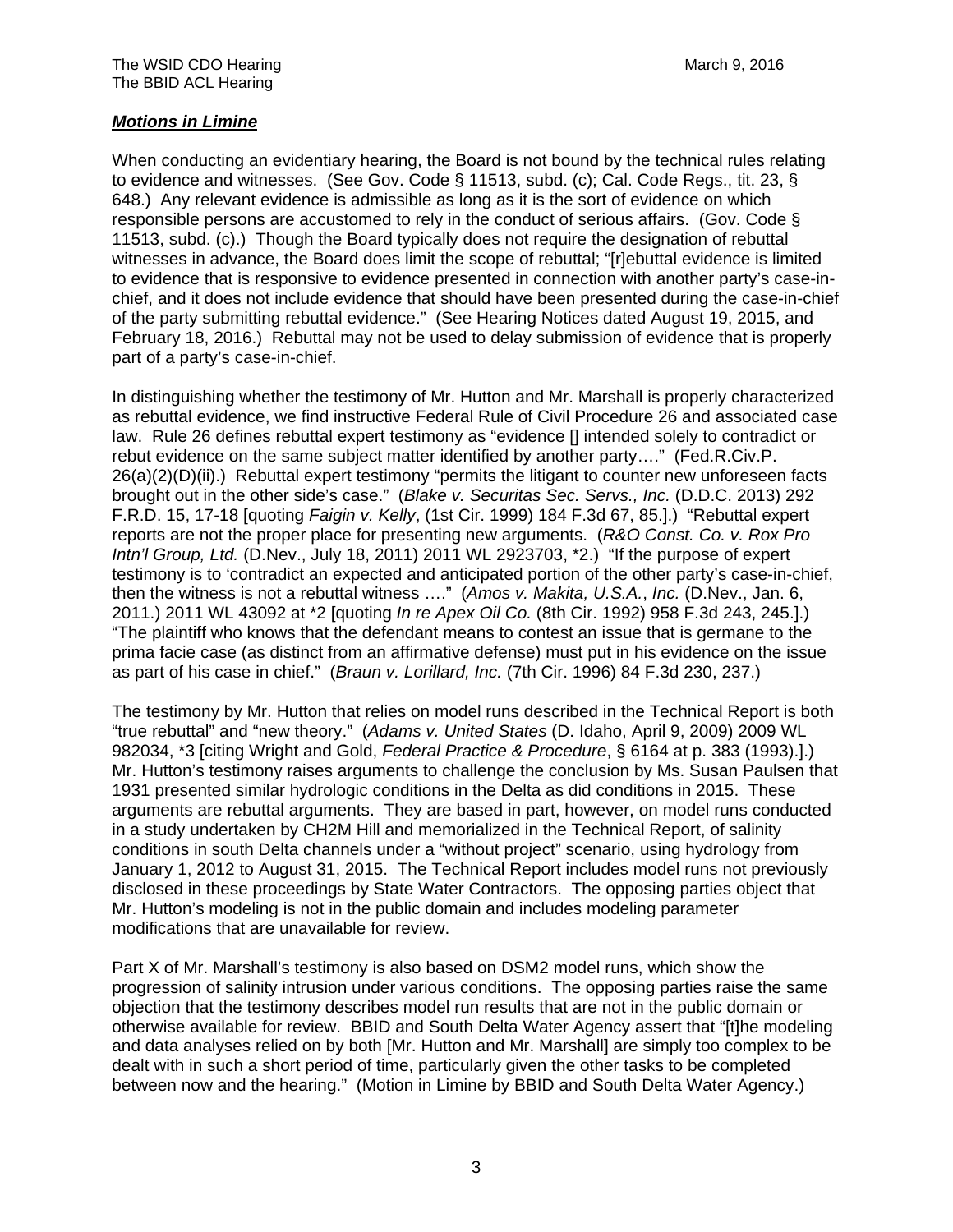***Motions in Limine***

When conducting an evidentiary hearing, the Board is not bound by the technical rules relating to evidence and witnesses. (See Gov. Code § 11513, subd. (c); Cal. Code Regs., tit. 23, § 648.) Any relevant evidence is admissible as long as it is the sort of evidence on which responsible persons are accustomed to rely in the conduct of serious affairs. (Gov. Code § 11513, subd. (c).) Though the Board typically does not require the designation of rebuttal witnesses in advance, the Board does limit the scope of rebuttal; "[r]ebuttal evidence is limited to evidence that is responsive to evidence presented in connection with another party's case-in-chief, and it does not include evidence that should have been presented during the case-in-chief of the party submitting rebuttal evidence." (See Hearing Notices dated August 19, 2015, and February 18, 2016.) Rebuttal may not be used to delay submission of evidence that is properly part of a party's case-in-chief.

In distinguishing whether the testimony of Mr. Hutton and Mr. Marshall is properly characterized as rebuttal evidence, we find instructive Federal Rule of Civil Procedure 26 and associated case law. Rule 26 defines rebuttal expert testimony as "evidence [] intended solely to contradict or rebut evidence on the same subject matter identified by another party…." (Fed.R.Civ.P. 26(a)(2)(D)(ii).) Rebuttal expert testimony "permits the litigant to counter new unforeseen facts brought out in the other side's case." (*Blake v. Securitas Sec. Servs., Inc.* (D.D.C. 2013) 292 F.R.D. 15, 17-18 [quoting *Faigin v. Kelly*, (1st Cir. 1999) 184 F.3d 67, 85.].) "Rebuttal expert reports are not the proper place for presenting new arguments. (*R&O Const. Co. v. Rox Pro Intn'l Group, Ltd.* (D.Nev., July 18, 2011) 2011 WL 2923703, *2.) "If the purpose of expert testimony is to 'contradict an expected and anticipated portion of the other party's case-in-chief, then the witness is not a rebuttal witness …." (*Amos v. Makita, U.S.A., Inc.* (D.Nev., Jan. 6, 2011.) 2011 WL 43092 at *2 [quoting *In re Apex Oil Co.* (8th Cir. 1992) 958 F.3d 243, 245.].) "The plaintiff who knows that the defendant means to contest an issue that is germane to the prima facie case (as distinct from an affirmative defense) must put in his evidence on the issue as part of his case in chief." (*Braun v. Lorillard, Inc.* (7th Cir. 1996) 84 F.3d 230, 237.)

The testimony by Mr. Hutton that relies on model runs described in the Technical Report is both "true rebuttal" and "new theory." (*Adams v. United States* (D. Idaho, April 9, 2009) 2009 WL 982034, *3 [citing Wright and Gold, *Federal Practice & Procedure*, § 6164 at p. 383 (1993).].) Mr. Hutton's testimony raises arguments to challenge the conclusion by Ms. Susan Paulsen that 1931 presented similar hydrologic conditions in the Delta as did conditions in 2015. These arguments are rebuttal arguments. They are based in part, however, on model runs conducted in a study undertaken by CH2M Hill and memorialized in the Technical Report, of salinity conditions in south Delta channels under a "without project" scenario, using hydrology from January 1, 2012 to August 31, 2015. The Technical Report includes model runs not previously disclosed in these proceedings by State Water Contractors. The opposing parties object that Mr. Hutton's modeling is not in the public domain and includes modeling parameter modifications that are unavailable for review.

Part X of Mr. Marshall's testimony is also based on DSM2 model runs, which show the progression of salinity intrusion under various conditions. The opposing parties raise the same objection that the testimony describes model run results that are not in the public domain or otherwise available for review. BBID and South Delta Water Agency assert that "[t]he modeling and data analyses relied on by both [Mr. Hutton and Mr. Marshall] are simply too complex to be dealt with in such a short period of time, particularly given the other tasks to be completed between now and the hearing." (Motion in Limine by BBID and South Delta Water Agency.)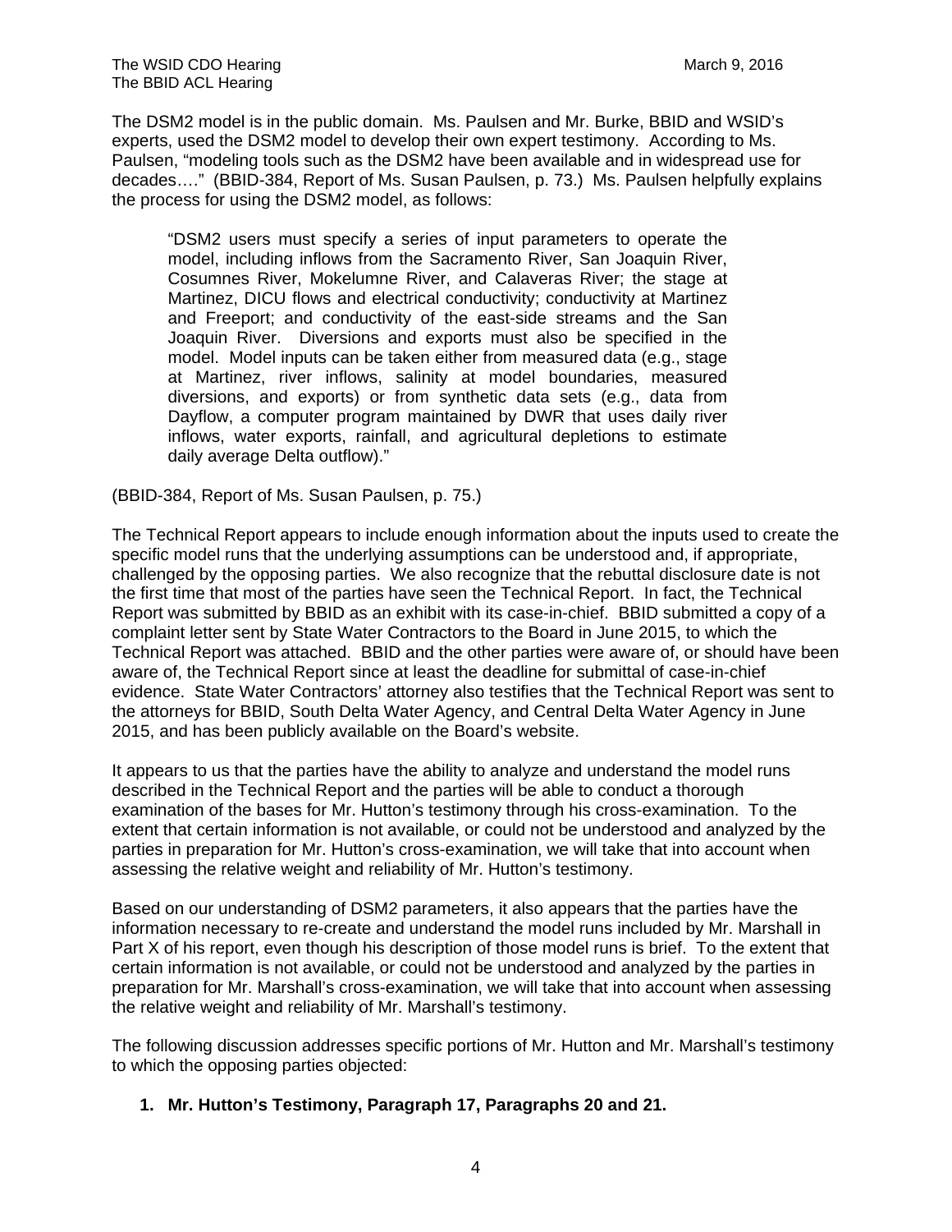The DSM2 model is in the public domain. Ms. Paulsen and Mr. Burke, BBID and WSID's experts, used the DSM2 model to develop their own expert testimony. According to Ms. Paulsen, "modeling tools such as the DSM2 have been available and in widespread use for decades…." (BBID-384, Report of Ms. Susan Paulsen, p. 73.) Ms. Paulsen helpfully explains the process for using the DSM2 model, as follows:

> "DSM2 users must specify a series of input parameters to operate the model, including inflows from the Sacramento River, San Joaquin River, Cosumnes River, Mokelumne River, and Calaveras River; the stage at Martinez, DICU flows and electrical conductivity; conductivity at Martinez and Freeport; and conductivity of the east-side streams and the San Joaquin River. Diversions and exports must also be specified in the model. Model inputs can be taken either from measured data (e.g., stage at Martinez, river inflows, salinity at model boundaries, measured diversions, and exports) or from synthetic data sets (e.g., data from Dayflow, a computer program maintained by DWR that uses daily river inflows, water exports, rainfall, and agricultural depletions to estimate daily average Delta outflow)."

(BBID-384, Report of Ms. Susan Paulsen, p. 75.)

The Technical Report appears to include enough information about the inputs used to create the specific model runs that the underlying assumptions can be understood and, if appropriate, challenged by the opposing parties. We also recognize that the rebuttal disclosure date is not the first time that most of the parties have seen the Technical Report. In fact, the Technical Report was submitted by BBID as an exhibit with its case-in-chief. BBID submitted a copy of a complaint letter sent by State Water Contractors to the Board in June 2015, to which the Technical Report was attached. BBID and the other parties were aware of, or should have been aware of, the Technical Report since at least the deadline for submittal of case-in-chief evidence. State Water Contractors' attorney also testifies that the Technical Report was sent to the attorneys for BBID, South Delta Water Agency, and Central Delta Water Agency in June 2015, and has been publicly available on the Board's website.

It appears to us that the parties have the ability to analyze and understand the model runs described in the Technical Report and the parties will be able to conduct a thorough examination of the bases for Mr. Hutton's testimony through his cross-examination. To the extent that certain information is not available, or could not be understood and analyzed by the parties in preparation for Mr. Hutton's cross-examination, we will take that into account when assessing the relative weight and reliability of Mr. Hutton's testimony.

Based on our understanding of DSM2 parameters, it also appears that the parties have the information necessary to re-create and understand the model runs included by Mr. Marshall in Part X of his report, even though his description of those model runs is brief. To the extent that certain information is not available, or could not be understood and analyzed by the parties in preparation for Mr. Marshall's cross-examination, we will take that into account when assessing the relative weight and reliability of Mr. Marshall's testimony.

The following discussion addresses specific portions of Mr. Hutton and Mr. Marshall's testimony to which the opposing parties objected:

1. **Mr. Hutton's Testimony, Paragraph 17, Paragraphs 20 and 21.**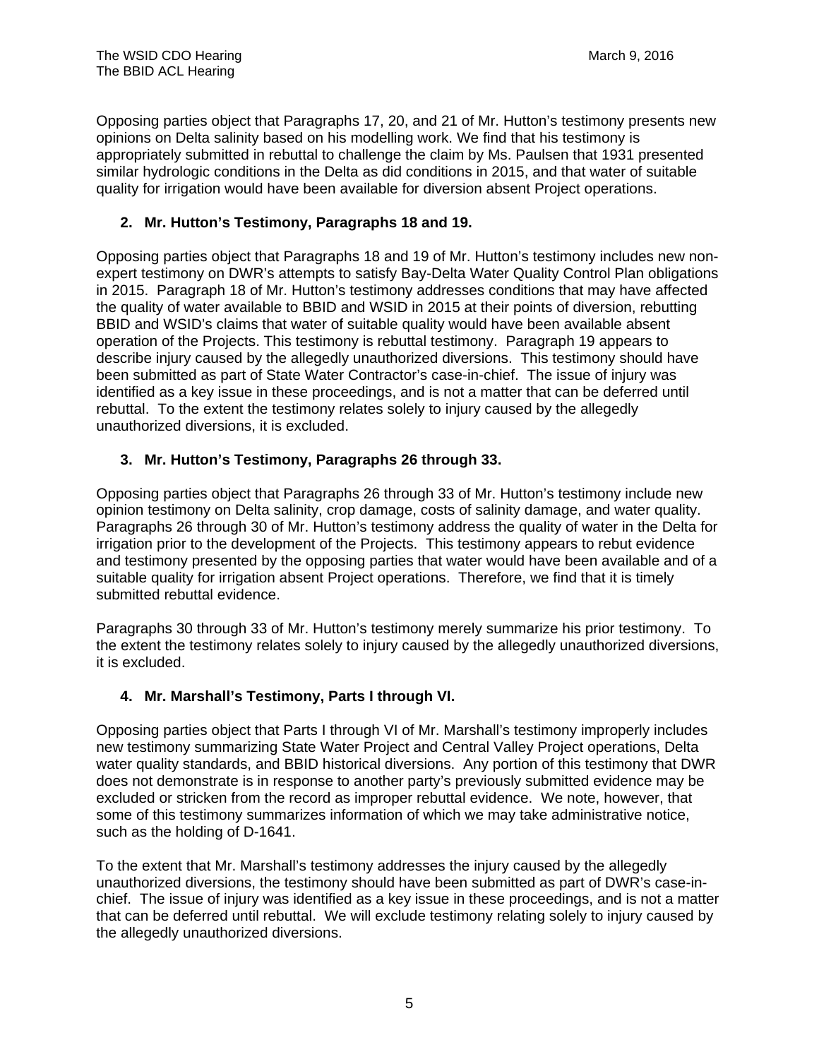Opposing parties object that Paragraphs 17, 20, and 21 of Mr. Hutton's testimony presents new opinions on Delta salinity based on his modelling work. We find that his testimony is appropriately submitted in rebuttal to challenge the claim by Ms. Paulsen that 1931 presented similar hydrologic conditions in the Delta as did conditions in 2015, and that water of suitable quality for irrigation would have been available for diversion absent Project operations.

### 2. Mr. Hutton's Testimony, Paragraphs 18 and 19.

Opposing parties object that Paragraphs 18 and 19 of Mr. Hutton's testimony includes new non-expert testimony on DWR's attempts to satisfy Bay-Delta Water Quality Control Plan obligations in 2015. Paragraph 18 of Mr. Hutton's testimony addresses conditions that may have affected the quality of water available to BBID and WSID in 2015 at their points of diversion, rebutting BBID and WSID's claims that water of suitable quality would have been available absent operation of the Projects. This testimony is rebuttal testimony. Paragraph 19 appears to describe injury caused by the allegedly unauthorized diversions. This testimony should have been submitted as part of State Water Contractor's case-in-chief. The issue of injury was identified as a key issue in these proceedings, and is not a matter that can be deferred until rebuttal. To the extent the testimony relates solely to injury caused by the allegedly unauthorized diversions, it is excluded.

### 3. Mr. Hutton's Testimony, Paragraphs 26 through 33.

Opposing parties object that Paragraphs 26 through 33 of Mr. Hutton's testimony include new opinion testimony on Delta salinity, crop damage, costs of salinity damage, and water quality. Paragraphs 26 through 30 of Mr. Hutton's testimony address the quality of water in the Delta for irrigation prior to the development of the Projects. This testimony appears to rebut evidence and testimony presented by the opposing parties that water would have been available and of a suitable quality for irrigation absent Project operations. Therefore, we find that it is timely submitted rebuttal evidence.

Paragraphs 30 through 33 of Mr. Hutton's testimony merely summarize his prior testimony. To the extent the testimony relates solely to injury caused by the allegedly unauthorized diversions, it is excluded.

### 4. Mr. Marshall's Testimony, Parts I through VI.

Opposing parties object that Parts I through VI of Mr. Marshall's testimony improperly includes new testimony summarizing State Water Project and Central Valley Project operations, Delta water quality standards, and BBID historical diversions. Any portion of this testimony that DWR does not demonstrate is in response to another party's previously submitted evidence may be excluded or stricken from the record as improper rebuttal evidence. We note, however, that some of this testimony summarizes information of which we may take administrative notice, such as the holding of D-1641.

To the extent that Mr. Marshall's testimony addresses the injury caused by the allegedly unauthorized diversions, the testimony should have been submitted as part of DWR's case-in-chief. The issue of injury was identified as a key issue in these proceedings, and is not a matter that can be deferred until rebuttal. We will exclude testimony relating solely to injury caused by the allegedly unauthorized diversions.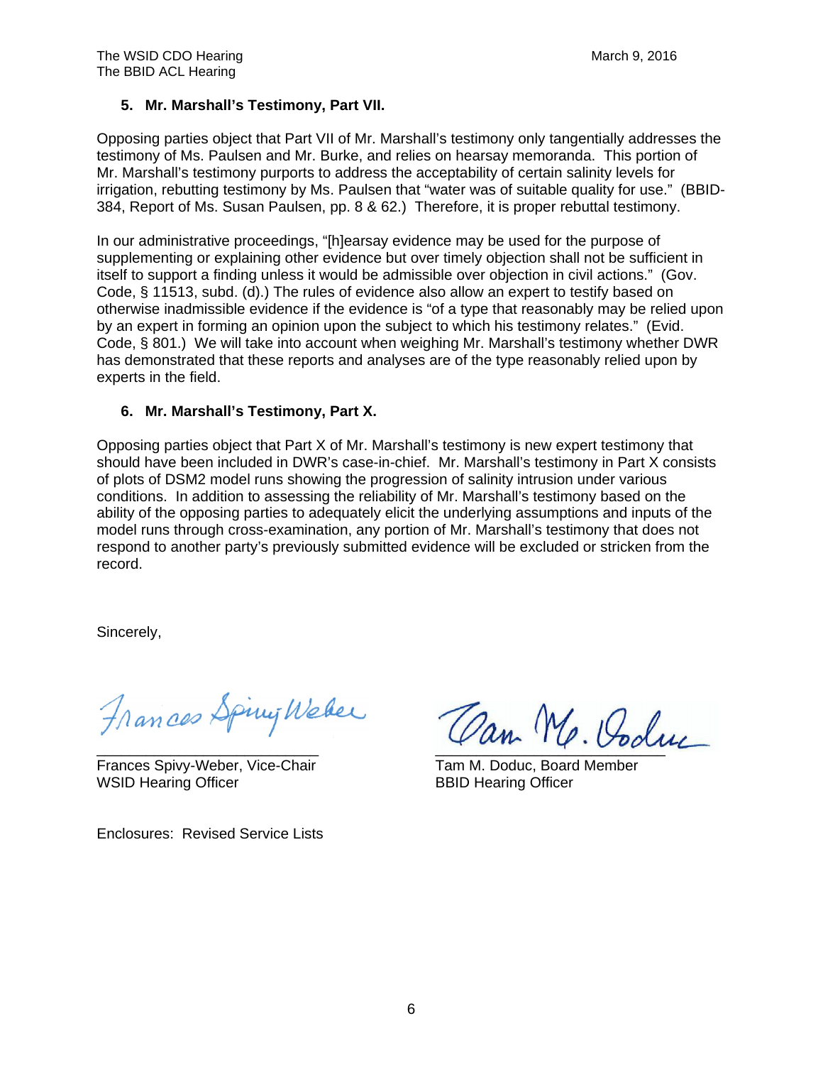### 5. Mr. Marshall's Testimony, Part VII.

Opposing parties object that Part VII of Mr. Marshall's testimony only tangentially addresses the testimony of Ms. Paulsen and Mr. Burke, and relies on hearsay memoranda. This portion of Mr. Marshall's testimony purports to address the acceptability of certain salinity levels for irrigation, rebutting testimony by Ms. Paulsen that "water was of suitable quality for use." (BBID-384, Report of Ms. Susan Paulsen, pp. 8 & 62.) Therefore, it is proper rebuttal testimony.

In our administrative proceedings, "[h]earsay evidence may be used for the purpose of supplementing or explaining other evidence but over timely objection shall not be sufficient in itself to support a finding unless it would be admissible over objection in civil actions." (Gov. Code, § 11513, subd. (d).) The rules of evidence also allow an expert to testify based on otherwise inadmissible evidence if the evidence is "of a type that reasonably may be relied upon by an expert in forming an opinion upon the subject to which his testimony relates." (Evid. Code, § 801.) We will take into account when weighing Mr. Marshall's testimony whether DWR has demonstrated that these reports and analyses are of the type reasonably relied upon by experts in the field.

### 6. Mr. Marshall's Testimony, Part X.

Opposing parties object that Part X of Mr. Marshall's testimony is new expert testimony that should have been included in DWR's case-in-chief. Mr. Marshall's testimony in Part X consists of plots of DSM2 model runs showing the progression of salinity intrusion under various conditions. In addition to assessing the reliability of Mr. Marshall's testimony based on the ability of the opposing parties to adequately elicit the underlying assumptions and inputs of the model runs through cross-examination, any portion of Mr. Marshall's testimony that does not respond to another party's previously submitted evidence will be excluded or stricken from the record.

Sincerely,

Frances Spivy-Weber

Frances Spivy-Weber, Vice-Chair
WSID Hearing Officer

Tam M. Doduc

Tam M. Doduc, Board Member
BBID Hearing Officer

Enclosures: Revised Service Lists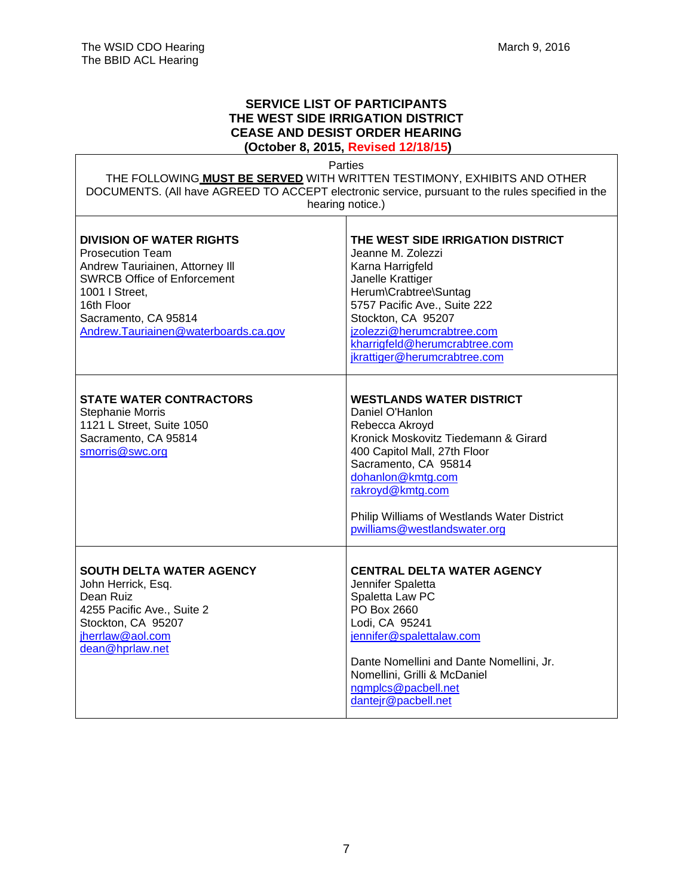The WSID CDO Hearing
The BBID ACL Hearing

March 9, 2016

**SERVICE LIST OF PARTICIPANTS**
**THE WEST SIDE IRRIGATION DISTRICT**
**CEASE AND DESIST ORDER HEARING**
**(October 8, 2015, Revised 12/18/15)**

Parties

THE FOLLOWING **MUST BE SERVED** WITH WRITTEN TESTIMONY, EXHIBITS AND OTHER DOCUMENTS. (All have AGREED TO ACCEPT electronic service, pursuant to the rules specified in the hearing notice.)

| | |
|---|---|
| **DIVISION OF WATER RIGHTS**<br>Prosecution Team<br>Andrew Tauriainen, Attorney III<br>SWRCB Office of Enforcement<br>1001 I Street,<br>16th Floor<br>Sacramento, CA 95814<br>Andrew.Tauriainen@waterboards.ca.gov | **THE WEST SIDE IRRIGATION DISTRICT**<br>Jeanne M. Zolezzi<br>Karna Harrigfeld<br>Janelle Krattiger<br>Herum\Crabtree\Suntag<br>5757 Pacific Ave., Suite 222<br>Stockton, CA 95207<br>jzolezzi@herumcrabtree.com<br>kharrigfeld@herumcrabtree.com<br>jkrattiger@herumcrabtree.com |
| **STATE WATER CONTRACTORS**<br>Stephanie Morris<br>1121 L Street, Suite 1050<br>Sacramento, CA 95814<br>smorris@swc.org | **WESTLANDS WATER DISTRICT**<br>Daniel O'Hanlon<br>Rebecca Akroyd<br>Kronick Moskovitz Tiedemann & Girard<br>400 Capitol Mall, 27th Floor<br>Sacramento, CA 95814<br>dohanlon@kmtg.com<br>rakroyd@kmtg.com<br><br>Philip Williams of Westlands Water District<br>pwilliams@westlandswater.org |
| **SOUTH DELTA WATER AGENCY**<br>John Herrick, Esq.<br>Dean Ruiz<br>4255 Pacific Ave., Suite 2<br>Stockton, CA 95207<br>jherrlaw@aol.com<br>dean@hprlaw.net | **CENTRAL DELTA WATER AGENCY**<br>Jennifer Spaletta<br>Spaletta Law PC<br>PO Box 2660<br>Lodi, CA 95241<br>jennifer@spalettalaw.com<br><br>Dante Nomellini and Dante Nomellini, Jr.<br>Nomellini, Grilli & McDaniel<br>ngmplcs@pacbell.net<br>dantejr@pacbell.net |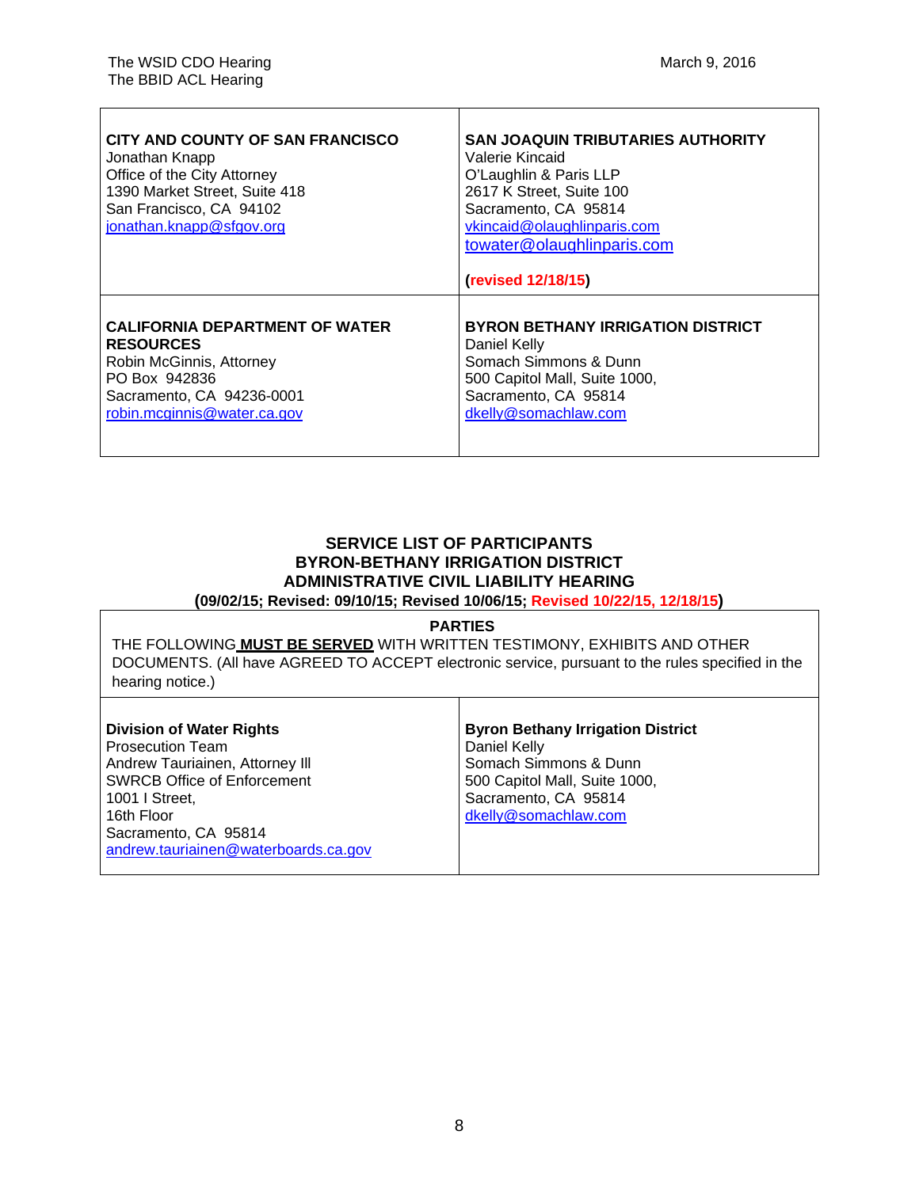| CITY AND COUNTY OF SAN FRANCISCO | SAN JOAQUIN TRIBUTARIES AUTHORITY |
|---|---|
| Jonathan Knapp<br>Office of the City Attorney<br>1390 Market Street, Suite 418<br>San Francisco, CA 94102<br>jonathan.knapp@sfgov.org | Valerie Kincaid<br>O'Laughlin & Paris LLP<br>2617 K Street, Suite 100<br>Sacramento, CA 95814<br>vkincaid@olaughlinparis.com<br>towater@olaughlinparis.com<br><br>(revised 12/18/15) |
| **CALIFORNIA DEPARTMENT OF WATER RESOURCES**<br>Robin McGinnis, Attorney<br>PO Box 942836<br>Sacramento, CA 94236-0001<br>robin.mcginnis@water.ca.gov | **BYRON BETHANY IRRIGATION DISTRICT**<br>Daniel Kelly<br>Somach Simmons & Dunn<br>500 Capitol Mall, Suite 1000,<br>Sacramento, CA 95814<br>dkelly@somachlaw.com |

## SERVICE LIST OF PARTICIPANTS
## BYRON-BETHANY IRRIGATION DISTRICT
## ADMINISTRATIVE CIVIL LIABILITY HEARING
**(09/02/15; Revised: 09/10/15; Revised 10/06/15; Revised 10/22/15, 12/18/15)**

**PARTIES**

THE FOLLOWING **MUST BE SERVED** WITH WRITTEN TESTIMONY, EXHIBITS AND OTHER DOCUMENTS. (All have AGREED TO ACCEPT electronic service, pursuant to the rules specified in the hearing notice.)

| Division of Water Rights | Byron Bethany Irrigation District |
|---|---|
| Prosecution Team<br>Andrew Tauriainen, Attorney III<br>SWRCB Office of Enforcement<br>1001 I Street,<br>16th Floor<br>Sacramento, CA 95814<br>andrew.tauriainen@waterboards.ca.gov | Daniel Kelly<br>Somach Simmons & Dunn<br>500 Capitol Mall, Suite 1000,<br>Sacramento, CA 95814<br>dkelly@somachlaw.com |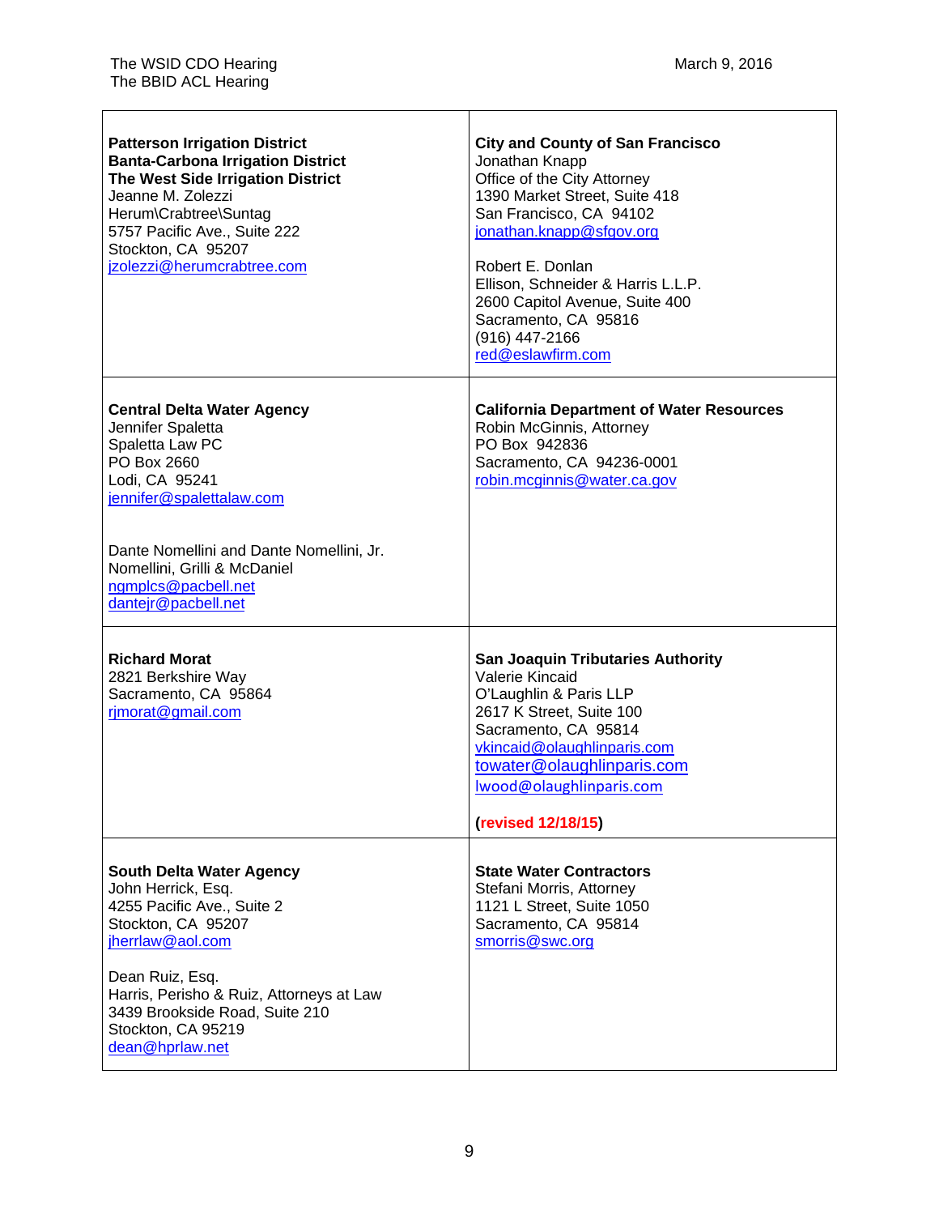| | |
|---|---|
| **Patterson Irrigation District**<br>**Banta-Carbona Irrigation District**<br>**The West Side Irrigation District**<br>Jeanne M. Zolezzi<br>Herum\Crabtree\Suntag<br>5757 Pacific Ave., Suite 222<br>Stockton, CA 95207<br>jzolezzi@herumcrabtree.com | **City and County of San Francisco**<br>Jonathan Knapp<br>Office of the City Attorney<br>1390 Market Street, Suite 418<br>San Francisco, CA 94102<br>jonathan.knapp@sfgov.org<br><br>Robert E. Donlan<br>Ellison, Schneider & Harris L.L.P.<br>2600 Capitol Avenue, Suite 400<br>Sacramento, CA 95816<br>(916) 447-2166<br>red@eslawfirm.com |
| **Central Delta Water Agency**<br>Jennifer Spaletta<br>Spaletta Law PC<br>PO Box 2660<br>Lodi, CA 95241<br>jennifer@spalettalaw.com<br><br>Dante Nomellini and Dante Nomellini, Jr.<br>Nomellini, Grilli & McDaniel<br>ngmplcs@pacbell.net<br>dantejr@pacbell.net | **California Department of Water Resources**<br>Robin McGinnis, Attorney<br>PO Box 942836<br>Sacramento, CA 94236-0001<br>robin.mcginnis@water.ca.gov |
| **Richard Morat**<br>2821 Berkshire Way<br>Sacramento, CA 95864<br>rjmorat@gmail.com | **San Joaquin Tributaries Authority**<br>Valerie Kincaid<br>O'Laughlin & Paris LLP<br>2617 K Street, Suite 100<br>Sacramento, CA 95814<br>vkincaid@olaughlinparis.com<br>towater@olaughlinparis.com<br>lwood@olaughlinparis.com<br><br>(**revised 12/18/15**) |
| **South Delta Water Agency**<br>John Herrick, Esq.<br>4255 Pacific Ave., Suite 2<br>Stockton, CA 95207<br>jherrlaw@aol.com<br><br>Dean Ruiz, Esq.<br>Harris, Perisho & Ruiz, Attorneys at Law<br>3439 Brookside Road, Suite 210<br>Stockton, CA 95219<br>dean@hprlaw.net | **State Water Contractors**<br>Stefani Morris, Attorney<br>1121 L Street, Suite 1050<br>Sacramento, CA 95814<br>smorris@swc.org |